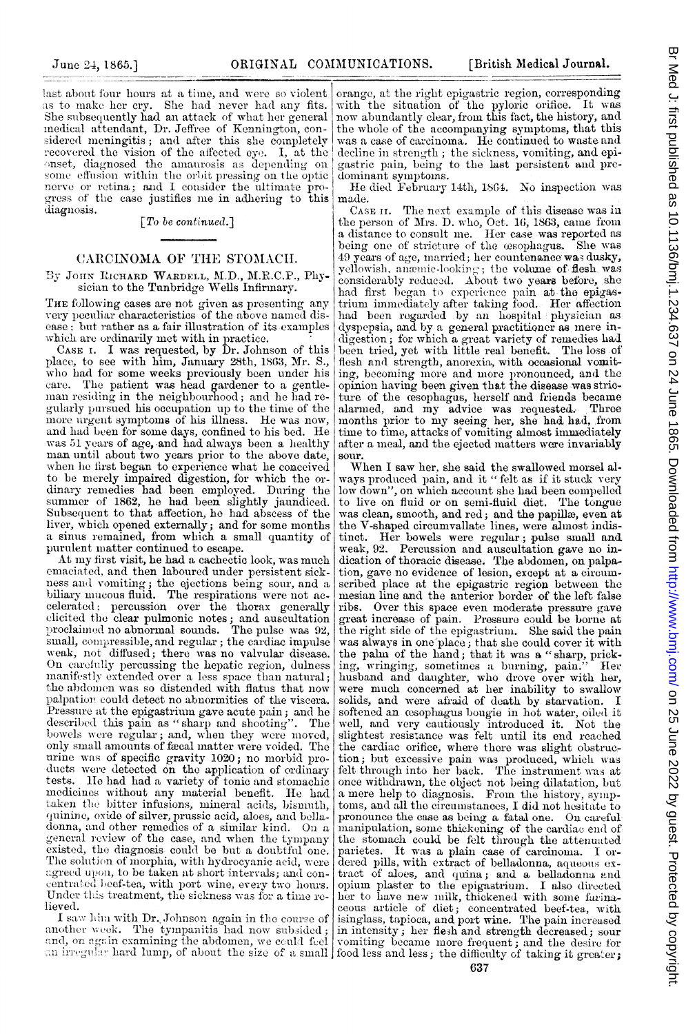last about four hours at a time, and were so violent as to make her cry. She had never had any fits. She subsequently had an attack of what her general medical attendant, Dr. Jeffree of Kennington, considered meningitis; and after this she completely recovered the vision of the affected eye. I, at the onset, diagnosed the amaurosis as depending on some effusion within the orbit pressing on the optic nerve or retina; and I consider the ultimate progress of the case justifies me in adhering to this diagnosis.

[*To be continued.*]

## CARCINOMA OF THE STOMACH.

By John Richard Wardell, M.D., M.R.C.P., Physician to the Tunbridge Wells Infirmary.

The following cases are not given as presenting any very peculiar characteristics of the above named disease; but rather as a fair illustration of its examples which are ordinarily met with in practice.

Case i. I was requested, by Dr. Johnson of this place, to see with him, January 28th, 1863, Mr. S., who had for some weeks previously been under his care. The patient was head gardener to a gentleman residing in the neighbourhood; and he had regularly pursued his occupation up to the time of the more urgent symptoms of his illness. He was now, and had been for some days, confined to his bed. He was 51 years of age, and had always been a healthy man until about two years prior to the above date, when he first began to experience what he conceived to be merely impaired digestion, for which the ordinary remedies had been employed. During the summer of 1862, he had been slightly jaundiced. Subsequent to that affection, he had abscess of the liver, which opened externally; and for some months a sinus remained, from which a small quantity of purulent matter continued to escape.

At my first visit, he had a cachectic look, was much emaciated, and then laboured under persistent sickness and vomiting; the ejections being sour, and a biliary mucous fluid. The respirations were not accelerated; percussion over the thorax generally elicited the clear pulmonic notes; and auscultation proclaimed no abnormal sounds. The pulse was 92, small, compressible, and regular; the cardiac impulse weak, not diffused; there was no valvular disease. On carefully percussing the hepatic region, dulness manifestly extended over a less space than natural; the abdomen was so distended with flatus that now palpation could detect no abnormities of the viscera. Pressure at the epigastrium gave acute pain; and he described this pain as "sharp and shooting". The bowels were regular; and, when they were moved, only small amounts of fæcal matter were voided. The urine was of specific gravity 1020; no morbid products were detected on the application of ordinary tests. He had had a variety of tonic and stomachic medicines without any material benefit. He had taken the bitter infusions, mineral acids, bismuth, quinine, oxide of silver, prussic acid, aloes, and belladonna, and other remedies of a similar kind. On a general review of the case, and when the tympany existed, the diagnosis could be but a doubtful one. The solution of morphia, with hydrocyanic acid, were agreed upon, to be taken at short intervals; and concentrated beef-tea, with port wine, every two hours. Under this treatment, the sickness was for a time relieved.

I saw him with Dr. Johnson again in the course of another week. The tympanitis had now subsided; and, on again examining the abdomen, we could feel an irregular hard lump, of about the size of a small orange, at the right epigastric region, corresponding with the situation of the pyloric orifice. It was now abundantly clear, from this fact, the history, and the whole of the accompanying symptoms, that this was a case of carcinoma. He continued to waste and decline in strength; the sickness, vomiting, and epigastric pain, being to the last persistent and predominant symptoms.

He died February 14th, 1864. No inspection was made.

Case ii. The next example of this disease was in the person of Mrs. D. who, Oct. 16, 1863, came from a distance to consult me. Her case was reported as being one of stricture of the œsophagus. She was 49 years of age, married; her countenance was dusky, yellowish, anæmic-looking; the volume of flesh was considerably reduced. About two years before, she had first began to experience pain at the epigastrium immediately after taking food. Her affection had been regarded by an hospital physician as dyspepsia, and by a general practitioner as mere indigestion; for which a great variety of remedies had been tried, yet with little real benefit. The loss of flesh and strength, anorexia, with occasional vomiting, becoming more and more pronounced, and the opinion having been given that the disease was stricture of the œsophagus, herself and friends became alarmed, and my advice was requested. Three months prior to my seeing her, she had had, from time to time, attacks of vomiting almost immediately after a meal, and the ejected matters were invariably sour.

When I saw her, she said the swallowed morsel always produced pain, and it "felt as if it stuck very low down", on which account she had been compelled to live on fluid or on semi-fluid diet. The tongue was clean, smooth, and red; and the papillæ, even at the V-shaped circumvallate lines, were almost indistinct. Her bowels were regular; pulse small and weak, 92. Percussion and auscultation gave no indication of thoracic disease. The abdomen, on palpation, gave no evidence of lesion, except at a circumscribed place at the epigastric region between the mesian line and the anterior border of the left false ribs. Over this space even moderate pressure gave great increase of pain. Pressure could be borne at the right side of the epigastrium. She said the pain was always in one place; that she could cover it with the palm of the hand; that it was a "sharp, pricking, wringing, sometimes a burning, pain." Her husband and daughter, who drove over with her, were much concerned at her inability to swallow solids, and were afraid of death by starvation. I softened an œsophagus bougie in hot water, oiled it well, and very cautiously introduced it. Not the slightest resistance was felt until its end reached the cardiac orifice, where there was slight obstruction; but excessive pain was produced, which was felt through into her back. The instrument was at once withdrawn, the object not being dilatation, but a mere help to diagnosis. From the history, symptoms, and all the circumstances, I did not hesitate to pronounce the case as being a fatal one. On careful manipulation, some thickening of the cardiac end of the stomach could be felt through the attenuated parietes. It was a plain case of carcinoma. I ordered pills, with extract of belladonna, aqueous extract of aloes, and quina; and a belladonna and opium plaster to the epigastrium. I also directed her to have new milk, thickened with some farinaceous article of diet; concentrated beef-tea, with isinglass, tapioca, and port wine. The pain increased in intensity; her flesh and strength decreased; sour vomiting became more frequent; and the desire for food less and less; the difficulty of taking it greater;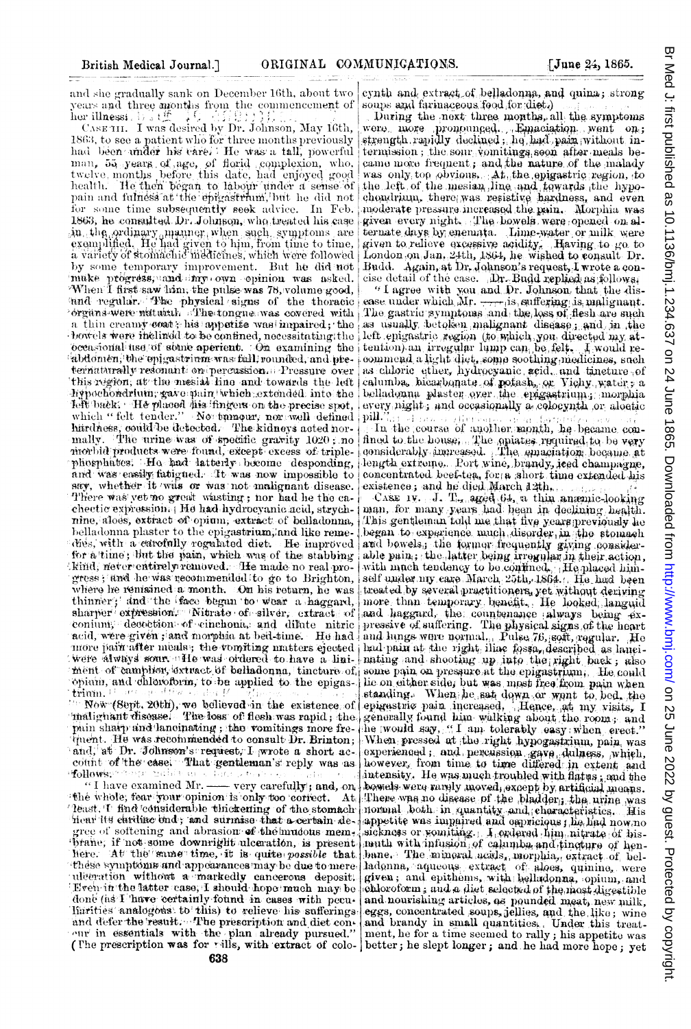and she gradually sank on December 16th, about two years and three months from the commencement of her illness.

CASE III. I was desired by Dr. Johnson, May 16th, 1863, to see a patient who for three months previously had been under his care. He was a tall, powerful man, 53 years of age, of florid complexion, who, twelve months before this date, had enjoyed good health. He then began to labour under a sense of pain and fulness at the epigastrium, but he did not for some time subsequently seek advice. In Feb. 1863, he consulted Dr. Johnson, who treated his case in the ordinary manner, when such symptoms are exemplified. He had given to him, from time to time, a variety of stomachic medicines, which were followed by some temporary improvement. But he did not make progress, and my own opinion was asked. When I first saw him, the pulse was 78, volume good, and regular. The physical signs of the thoracic organs were natural. The tongue was covered with a thin creamy coat; his appetite was impaired; the bowels were inclined to be confined, necessitating the occasional use of some aperient. On examining the abdomen, the epigastrium was full, rounded, and preternaturally resonant on percussion. Pressure over this region, at the mesial line and towards the left hypochondrium, gave pain which extended into the left back. He placed his fingers on the precise spot, which "felt tender." No tumour, nor well defined hardness, could be detected. The kidneys acted normally. The urine was of specific gravity 1020; no morbid products were found, except excess of triple-phosphates. He had latterly become desponding, and was easily fatigued. It was now impossible to say, whether it was or was not malignant disease. There was yet no great wasting; nor had he the cachectic expression. He had hydrocyanic acid, strychnine, aloes, extract of opium, extract of belladonna, belladonna plaster to the epigastrium, and like remedies, with a carefully regulated diet. He improved for a time; but the pain, which was of the stabbing kind, never entirely removed. He made no real progress; and he was recommended to go to Brighton, where he remained a month. On his return, he was thinner; and the face began to wear a haggard, sharper expression. Nitrate of silver, extract of conium, decoction of cinchona, and dilute nitric acid, were given; and morphia at bed-time. He had more pain after meals; the vomiting matters ejected were always sour. He was ordered to have a liniment of camphor, extract of belladonna, tincture of opium, and chloroform, to be applied to the epigastrium.

Now (Sept. 20th), we believed in the existence of malignant disease. The loss of flesh was rapid; the pain sharp and lancinating; the vomitings more frequent. He was recommended to consult Dr. Brinton; and, at Dr. Johnson's request, I wrote a short account of the case. That gentleman's reply was as follows.

"I have examined Mr. —— very carefully; and, on the whole, fear your opinion is only too correct. At least, I find considerable thickening of the stomach near its cardiac end; and surmise that a certain degree of softening and abrasion of the mucous membrane; if not some downright ulceration, is present here. At the same time, it is quite *possible* that these symptoms and appearances may be due to mere ulceration without a markedly cancerous deposit. Even in the latter case, I should hope much may be done (as I have certainly found in cases with peculiarities analogous to this) to relieve his sufferings and defer the result. The prescription and diet concur in essentials with the plan already pursued." (The prescription was for pills, with extract of colocynth and extract of belladonna, and quina; strong soups and farinaceous food for diet.)

During the next three months, all the symptoms were more pronounced. Emaciation went on; strength rapidly declined; he had pain without intermission; the sour vomitings soon after meals became more frequent; and the nature of the malady was only too obvious. At the epigastric region, to the left of the mesian line and towards the hypochondrium, there was resistive hardness, and even moderate pressure increased the pain. Morphia was given every night. The bowels were opened on alternate days by enemata. Lime-water or milk were given to relieve excessive acidity. Having to go to London on Jan. 24th, 1864, he wished to consult Dr. Budd. Again, at Dr. Johnson's request, I wrote a concise detail of the case. Dr. Budd replied as follows.

"I agree with you and Dr. Johnson that the disease under which Mr. —— is suffering is malignant. The gastric symptoms and the loss of flesh are such as usually betoken malignant disease; and in the left epigastric region (to which you directed my attention) an irregular lump can be felt. I would recommend a light diet, some soothing medicines, such as chloric ether, hydrocyanic acid, and tincture of calumba, bicarbonate of potash, or Vichy water; a belladonna plaster over the epigastrium; morphia every night; and occasionally a colocynth or aloetic pill."

In the course of another month, he became confined to the house. The opiates required to be very considerably increased. The emaciation became at length extreme. Port wine, brandy, iced champagne, concentrated beef-tea, for a short time extended his existence; and he died March 12th.

CASE IV. J. T., aged 64, a thin anæmic-looking man, for many years had been in declining health. This gentleman told me that five years previously he began to experience much disorder in the stomach and bowels; the former frequently giving considerable pain; the latter being irregular in their action, with much tendency to be confined. He placed himself under my care March 25th, 1864. He had been treated by several practitioners, yet without deriving more than temporary benefit. He looked languid and haggard, the countenance always being expressive of suffering. The physical signs of the heart and lungs were normal. Pulse 76, soft, regular. He had pain at the right iliac fossa, described as lancinating and shooting up into the right back; also some pain on pressure at the epigastrium. He could lie on either side, but was most free from pain when standing. When he sat down or went to bed, the epigastric pain increased. Hence, at my visits, I generally found him walking about the room; and he would say, "I am tolerably easy when erect." When pressed at the right hypogastrium, pain was experienced; and percussion gave dulness, which, however, from time to time differed in extent and intensity. He was much troubled with flatus; and the bowels were rarely moved, except by artificial means. There was no disease of the bladder; the urine was normal both in quantity and characteristics. His appetite was impaired and capricious; he had now no sickness or vomiting. I ordered him nitrate of bismuth with infusion of calumba and tincture of henbane. The mineral acids, morphia, extract of belladonna, aqueous extract of aloes, quinine, were given; and epithems, with belladonna, opium, and chloroform; and a diet selected of the most digestible and nourishing articles, as pounded meat, new milk, eggs, concentrated soups, jellies, and the like; wine and brandy in small quantities. Under this treatment, he for a time seemed to rally; his appetite was better; he slept longer; and he had more hope; yet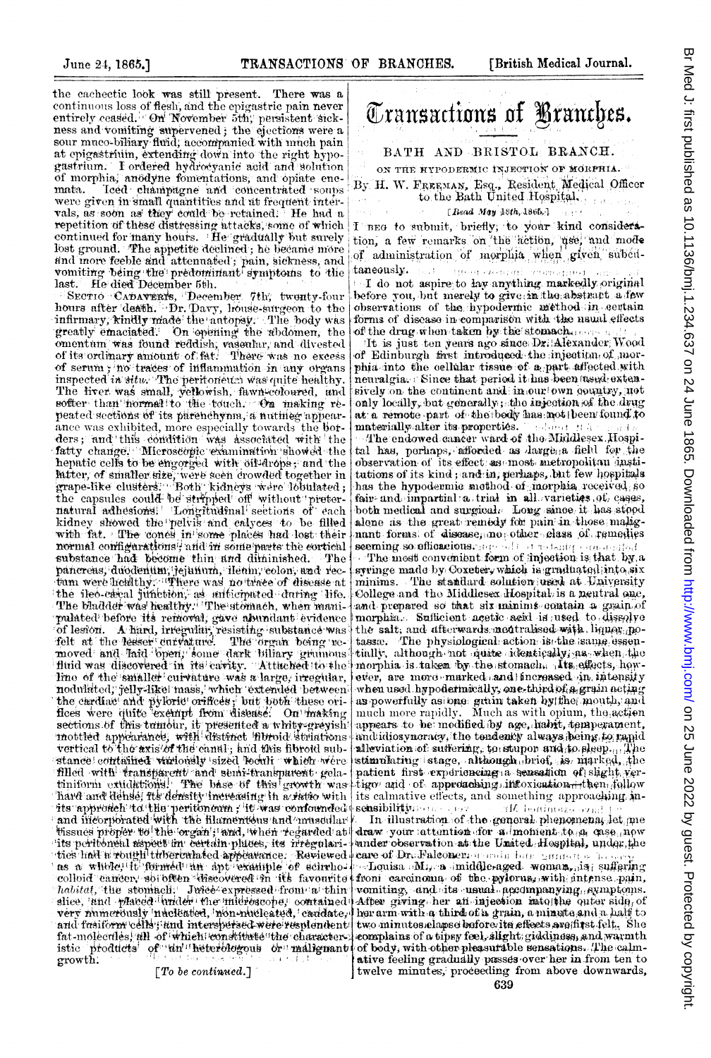the cachectic look was still present. There was a continuous loss of flesh, and the epigastric pain never entirely ceased. On November 5th, persistent sickness and vomiting supervened; the ejections were a sour muco-biliary fluid, accompanied with much pain at epigastrium, extending down into the right hypogastrium. I ordered hydrocyanic acid and solution of morphia, anodyne fomentations, and opiate enemata. Iced champagne and concentrated soups were given in small quantities and at frequent intervals, as soon as they could be retained. He had a repetition of these distressing attacks, some of which continued for many hours. He gradually but surely lost ground. The appetite declined; he became more and more feeble and attenuated; pain, sickness, and vomiting being the predominant symptoms to the last. He died December 5th.

SECTIO CADAVERIS, December 7th, twenty-four hours after death. Dr. Davy, house-surgeon to the infirmary, kindly made the autopsy. The body was greatly emaciated. On opening the abdomen, the omentum was found reddish, vascular, and divested of its ordinary amount of fat. There was no excess of serum; no traces of inflammation in any organs inspected *in situ*. The peritoneum was quite healthy. The liver was small, yellowish, fawn-coloured, and softer than normal to the touch. On making repeated sections of its parenchyma, a nutmeg appearance was exhibited, more especially towards the borders; and this condition was associated with the fatty change. Microscopic examination showed the hepatic cells to be engorged with oil-drops; and the latter, of smaller size, were seen crowded together in grape-like clusters. Both kidneys were lobulated; the capsules could be stripped off without preternatural adhesions. Longitudinal sections of each kidney showed the pelvis and calyces to be filled with fat. The cones in some places had lost their normal configurations; and in some parts the cortical substance had become thin and diminished. The pancreas, duodenum, jejunum, ileum, colon, and rectum were healthy. There was no trace of disease at the ileo-cæcal junction, as anticipated during life. The bladder was healthy. The stomach, when manipulated before its removal, gave abundant evidence of lesion. A hard, irregular, resisting substance was felt at the lesser curvature. The organ being removed and laid open, some dark biliary grumous fluid was discovered in its cavity. Attached to the line of the smaller curvature was a large, irregular, nodulated, jelly-like mass, which extended between the cardiac and pyloric orifices; but both these orifices were quite exempt from disease. On making sections of this tumour, it presented a whity-greyish mottled appearance, with distinct fibroid striations vertical to the axis of the canal; and this fibroid substance contained variously sized loculi which were filled with transparent and semi-transparent gelatiniform exudations. The base of this growth was hard and dense, its density increasing in a ratio with its approach to the peritoneum; it was confounded and incorporated with the filamentous and muscular tissues proper to the organ; and, when regarded at its peritoneal aspect in certain places, its irregularities had a rough tuberculated appearance. Reviewed as a whole, it formed an apt example of scirrho-colloid cancer, so often discovered in its favourite *habitat*, the stomach. Juice expressed from a thin slice, and placed under the microscope, contained very numerously nucleated, non-nucleated, caudate, and fusiform cells; and interspersed were resplendent fat-molecules; all of which constitute the characteristic products of an heterologous or malignant growth.

[*To be continued.*]

# Transactions of Branches.

## BATH AND BRISTOL BRANCH.

### ON THE HYPODERMIC INJECTION OF MORPHIA.

By H. W. FREEMAN, Esq., Resident Medical Officer to the Bath United Hospital.

[*Read May 18th, 1865.*]

I BEG to submit, briefly, to your kind consideration, a few remarks on the action, use, and mode of administration of morphia, when given subcutaneously.

I do not aspire to lay anything markedly original before you, but merely to give in the abstract a few observations of the hypodermic method in certain forms of disease in comparison with the usual effects of the drug when taken by the stomach.

It is just ten years ago since Dr. Alexander Wood of Edinburgh first introduced the injection of morphia into the cellular tissue of a part affected with neuralgia. Since that period it has been used extensively on the continent and in our own country, not only locally, but generally; the injection of the drug at a remote part of the body has not been found to materially alter its properties.

The endowed cancer ward of the Middlesex Hospital has, perhaps, afforded as large a field for the observation of its effect as most metropolitan institutions of its kind; and in, perhaps, but few hospitals has the hypodermic method of morphia received so fair and impartial a trial in all varieties of cases, both medical and surgical. Long since it has stood alone as the great remedy for pain in those malignant forms of disease, no other class of remedies seeming so efficacious.

The most convenient form of injection is that by a syringe made by Coxeter, which is graduated into six minims. The standard solution used at University College and the Middlesex Hospital is a neutral one, and prepared so that six minims contain a grain of morphia. Sufficient acetic acid is used to dissolve the salt, and afterwards neutralised with liquor potassæ. The physiological action is the same essentially, although not quite identically, as when the morphia is taken by the stomach. Its effects, however, are more marked and increased in intensity when used hypodermically, one-third of a grain acting as powerfully as one grain taken by the mouth, and much more rapidly. Much as with opium, the action appears to be modified by age, habit, temperament, and idiosyncracy, the tendency always being to rapid alleviation of suffering, to stupor and to sleep. The stimulating stage, although brief, is marked, the patient first experiencing a sensation of slight vertigo and of approaching intoxication—then follow its calmative effects, and something approaching insensibility.

In illustration of the general phenomena, let me draw your attention for a moment to a case now under observation at the United Hospital, under the care of Dr. Falconer.

Louisa M., a middle-aged woman, is suffering from carcinoma of the pylorus, with intense pain, vomiting, and its usual accompanying symptoms. After giving her an injection into the outer side of her arm with a third of a grain, a minute and a half to two minutes elapse before its effects are first felt. She complains of a tipsy feel, slight giddiness, and warmth of body, with other pleasurable sensations. The calmative feeling gradually passes over her in from ten to twelve minutes, proceeding from above downwards,